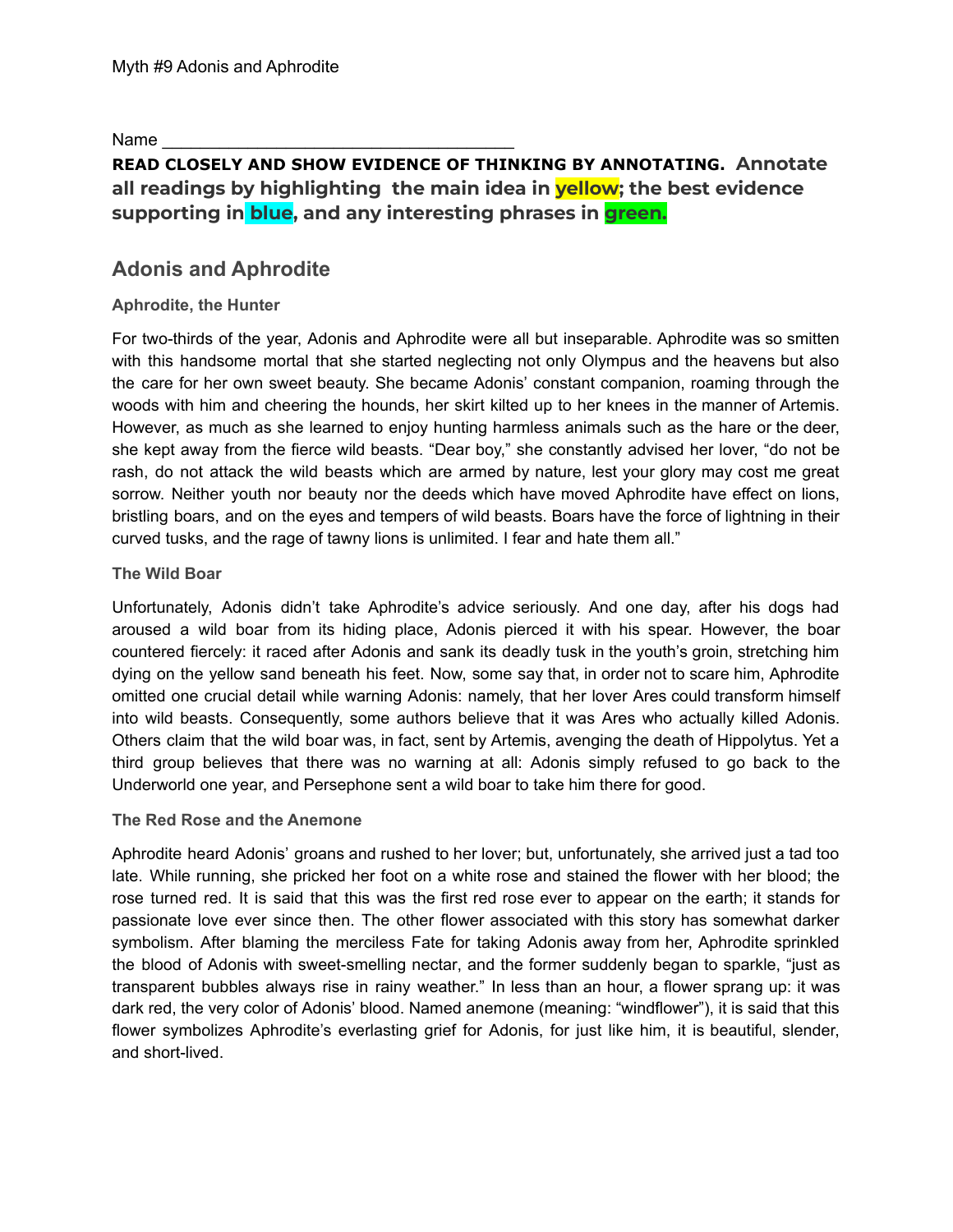Myth #9 Adonis and Aphrodite

Name ___________________________________

**READ CLOSELY AND SHOW EVIDENCE OF THINKING BY ANNOTATING. Annotate all readings by highlighting the main idea in yellow; the best evidence supporting in blue, and any interesting phrases in green.**

## Adonis and Aphrodite

### Aphrodite, the Hunter

For two-thirds of the year, Adonis and Aphrodite were all but inseparable. Aphrodite was so smitten with this handsome mortal that she started neglecting not only Olympus and the heavens but also the care for her own sweet beauty. She became Adonis' constant companion, roaming through the woods with him and cheering the hounds, her skirt kilted up to her knees in the manner of Artemis. However, as much as she learned to enjoy hunting harmless animals such as the hare or the deer, she kept away from the fierce wild beasts. "Dear boy," she constantly advised her lover, "do not be rash, do not attack the wild beasts which are armed by nature, lest your glory may cost me great sorrow. Neither youth nor beauty nor the deeds which have moved Aphrodite have effect on lions, bristling boars, and on the eyes and tempers of wild beasts. Boars have the force of lightning in their curved tusks, and the rage of tawny lions is unlimited. I fear and hate them all."

### The Wild Boar

Unfortunately, Adonis didn't take Aphrodite's advice seriously. And one day, after his dogs had aroused a wild boar from its hiding place, Adonis pierced it with his spear. However, the boar countered fiercely: it raced after Adonis and sank its deadly tusk in the youth's groin, stretching him dying on the yellow sand beneath his feet. Now, some say that, in order not to scare him, Aphrodite omitted one crucial detail while warning Adonis: namely, that her lover Ares could transform himself into wild beasts. Consequently, some authors believe that it was Ares who actually killed Adonis. Others claim that the wild boar was, in fact, sent by Artemis, avenging the death of Hippolytus. Yet a third group believes that there was no warning at all: Adonis simply refused to go back to the Underworld one year, and Persephone sent a wild boar to take him there for good.

### The Red Rose and the Anemone

Aphrodite heard Adonis' groans and rushed to her lover; but, unfortunately, she arrived just a tad too late. While running, she pricked her foot on a white rose and stained the flower with her blood; the rose turned red. It is said that this was the first red rose ever to appear on the earth; it stands for passionate love ever since then. The other flower associated with this story has somewhat darker symbolism. After blaming the merciless Fate for taking Adonis away from her, Aphrodite sprinkled the blood of Adonis with sweet-smelling nectar, and the former suddenly began to sparkle, "just as transparent bubbles always rise in rainy weather." In less than an hour, a flower sprang up: it was dark red, the very color of Adonis' blood. Named anemone (meaning: "windflower"), it is said that this flower symbolizes Aphrodite's everlasting grief for Adonis, for just like him, it is beautiful, slender, and short-lived.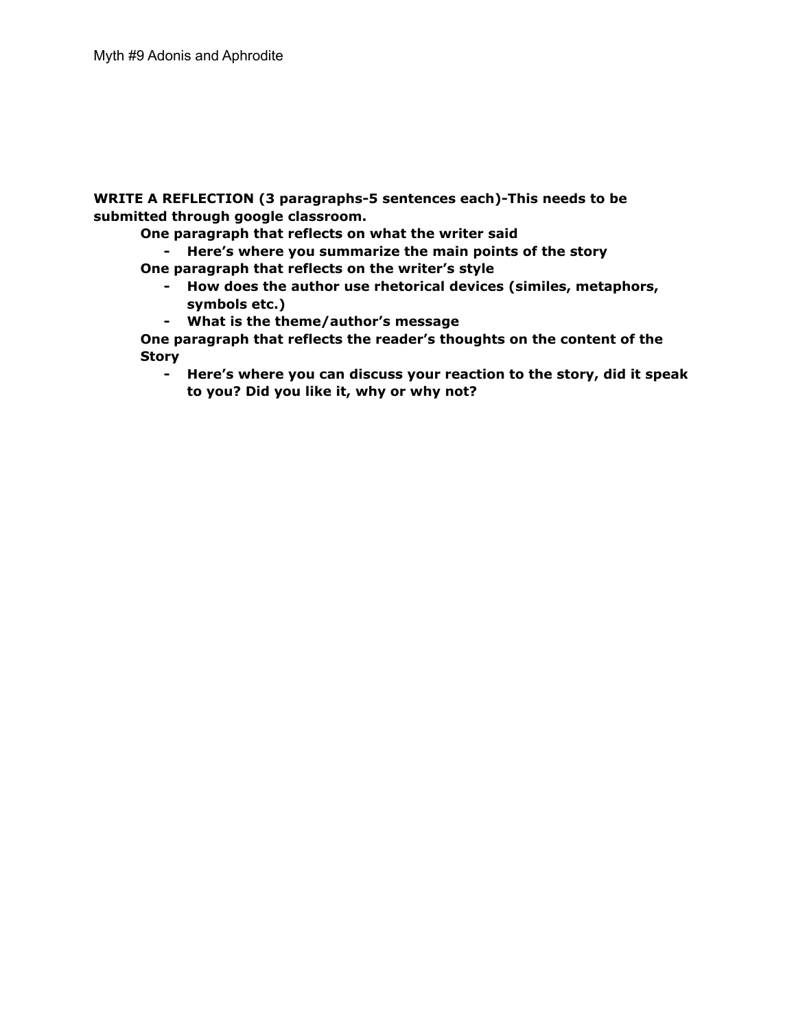Myth #9 Adonis and Aphrodite

**WRITE A REFLECTION (3 paragraphs-5 sentences each)-This needs to be submitted through google classroom.**

**One paragraph that reflects on what the writer said**

- **Here's where you summarize the main points of the story**

**One paragraph that reflects on the writer's style**

- **How does the author use rhetorical devices (similes, metaphors, symbols etc.)**
- **What is the theme/author's message**

**One paragraph that reflects the reader's thoughts on the content of the Story**

- **Here's where you can discuss your reaction to the story, did it speak to you? Did you like it, why or why not?**